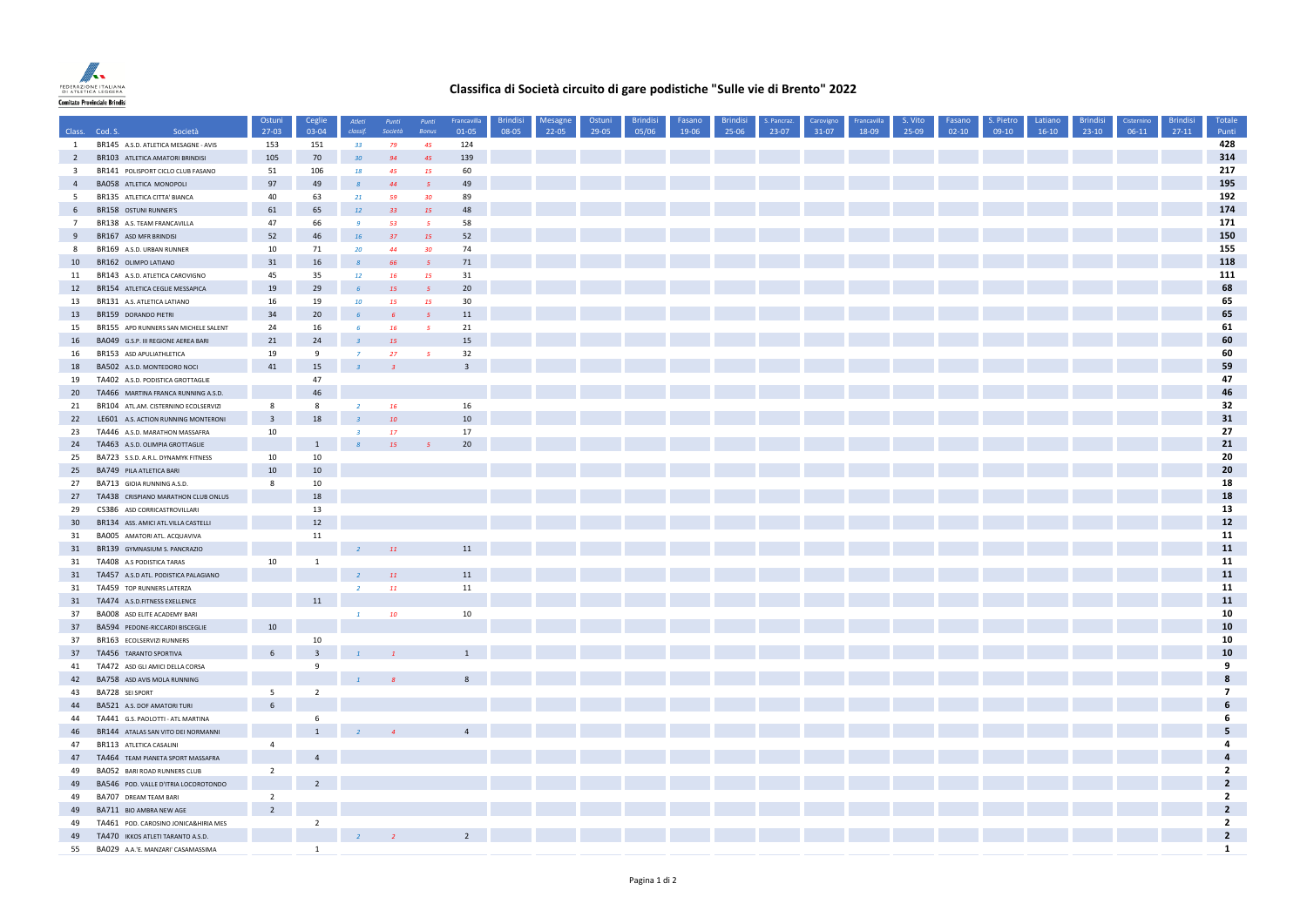# Classifica di Società circuito di gare podistiche "Sulle vie di Brento" 2022

| Class. | Cod. S. | Società | Ostuni 27-03 | Ceglie 03-04 | Atleti classif. | Punti Società | Punti Bonus | Francavilla 01-05 | Brindisi 08-05 | Mesagne 22-05 | Ostuni 29-05 | Brindisi 05/06 | Fasano 19-06 | Brindisi 25-06 | S. Pancraz. 23-07 | Carovigno 31-07 | Francavilla 18-09 | S. Vito 25-09 | Fasano 02-10 | S. Pietro 09-10 | Latiano 16-10 | Brindisi 23-10 | Cisternino 06-11 | Brindisi 27-11 | Totale Punti |
|---|---|---|---|---|---|---|---|---|---|---|---|---|---|---|---|---|---|---|---|---|---|---|---|---|---|
| 1 | BR145 | A.S.D. ATLETICA MESAGNE - AVIS | 153 | 151 | 33 | 79 | 45 | 124 | | | | | | | | | | | | | | | | | 428 |
| 2 | BR103 | ATLETICA AMATORI BRINDISI | 105 | 70 | 30 | 94 | 45 | 139 | | | | | | | | | | | | | | | | | 314 |
| 3 | BR141 | POLISPORT CICLO CLUB FASANO | 51 | 106 | 18 | 45 | 15 | 60 | | | | | | | | | | | | | | | | | 217 |
| 4 | BA058 | ATLETICA MONOPOLI | 97 | 49 | 8 | 44 | 5 | 49 | | | | | | | | | | | | | | | | | 195 |
| 5 | BR135 | ATLETICA CITTA' BIANCA | 40 | 63 | 21 | 59 | 30 | 89 | | | | | | | | | | | | | | | | | 192 |
| 6 | BR158 | OSTUNI RUNNER'S | 61 | 65 | 12 | 33 | 15 | 48 | | | | | | | | | | | | | | | | | 174 |
| 7 | BR138 | A.S. TEAM FRANCAVILLA | 47 | 66 | 9 | 53 | 5 | 58 | | | | | | | | | | | | | | | | | 171 |
| 9 | BR167 | ASD MFR BRINDISI | 52 | 46 | 16 | 37 | 15 | 52 | | | | | | | | | | | | | | | | | 150 |
| 8 | BR169 | A.S.D. URBAN RUNNER | 10 | 71 | 20 | 44 | 30 | 74 | | | | | | | | | | | | | | | | | 155 |
| 10 | BR162 | OLIMPO LATIANO | 31 | 16 | 8 | 66 | 5 | 71 | | | | | | | | | | | | | | | | | 118 |
| 11 | BR143 | A.S.D. ATLETICA CAROVIGNO | 45 | 35 | 12 | 16 | 15 | 31 | | | | | | | | | | | | | | | | | 111 |
| 12 | BR154 | ATLETICA CEGLIE MESSAPICA | 19 | 29 | 6 | 15 | 5 | 20 | | | | | | | | | | | | | | | | | 68 |
| 13 | BR131 | A.S. ATLETICA LATIANO | 16 | 19 | 10 | 15 | 15 | 30 | | | | | | | | | | | | | | | | | 65 |
| 13 | BR159 | DORANDO PIETRI | 34 | 20 | 6 | 6 | 5 | 11 | | | | | | | | | | | | | | | | | 65 |
| 15 | BR155 | APD RUNNERS SAN MICHELE SALENT | 24 | 16 | 6 | 16 | 5 | 21 | | | | | | | | | | | | | | | | | 61 |
| 16 | BA049 | G.S.P. III REGIONE AEREA BARI | 21 | 24 | 3 | 15 | | 15 | | | | | | | | | | | | | | | | | 60 |
| 16 | BR153 | ASD APULIATHLETICA | 19 | 9 | 7 | 27 | 5 | 32 | | | | | | | | | | | | | | | | | 60 |
| 18 | BA502 | A.S.D. MONTEDORO NOCI | 41 | 15 | 3 | 3 | | 3 | | | | | | | | | | | | | | | | | 59 |
| 19 | TA402 | A.S.D. PODISTICA GROTTAGLIE | | 47 | | | | | | | | | | | | | | | | | | | | | 47 |
| 20 | TA466 | MARTINA FRANCA RUNNING A.S.D. | | 46 | | | | | | | | | | | | | | | | | | | | | 46 |
| 21 | BR104 | ATL.AM. CISTERNINO ECOLSERVIZI | 8 | 8 | 2 | 16 | | 16 | | | | | | | | | | | | | | | | | 32 |
| 22 | LE601 | A.S. ACTION RUNNING MONTERONI | 3 | 18 | 3 | 10 | | 10 | | | | | | | | | | | | | | | | | 31 |
| 23 | TA446 | A.S.D. MARATHON MASSAFRA | 10 | | 3 | 17 | | 17 | | | | | | | | | | | | | | | | | 27 |
| 24 | TA463 | A.S.D. OLIMPIA GROTTAGLIE | | 1 | 8 | 15 | 5 | 20 | | | | | | | | | | | | | | | | | 21 |
| 25 | BA723 | S.S.D. A.R.L. DYNAMYK FITNESS | 10 | 10 | | | | | | | | | | | | | | | | | | | | | 20 |
| 25 | BA749 | PILA ATLETICA BARI | 10 | 10 | | | | | | | | | | | | | | | | | | | | | 20 |
| 27 | BA713 | GIOIA RUNNING A.S.D. | 8 | 10 | | | | | | | | | | | | | | | | | | | | | 18 |
| 27 | TA438 | CRISPIANO MARATHON CLUB ONLUS | | 18 | | | | | | | | | | | | | | | | | | | | | 18 |
| 29 | CS386 | ASD CORRICASTROVILLARI | | 13 | | | | | | | | | | | | | | | | | | | | | 13 |
| 30 | BR134 | ASS. AMICI ATL.VILLA CASTELLI | | 12 | | | | | | | | | | | | | | | | | | | | | 12 |
| 31 | BA005 | AMATORI ATL. ACQUAVIVA | | 11 | | | | | | | | | | | | | | | | | | | | | 11 |
| 31 | BR139 | GYMNASIUM S. PANCRAZIO | | | 2 | 11 | | 11 | | | | | | | | | | | | | | | | | 11 |
| 31 | TA408 | A.S PODISTICA TARAS | 10 | 1 | | | | | | | | | | | | | | | | | | | | | 11 |
| 31 | TA457 | A.S.D ATL. PODISTICA PALAGIANO | | | 2 | 11 | | 11 | | | | | | | | | | | | | | | | | 11 |
| 31 | TA459 | TOP RUNNERS LATERZA | | | 2 | 11 | | 11 | | | | | | | | | | | | | | | | | 11 |
| 31 | TA474 | A.S.D.FITNESS EXELLENCE | | 11 | | | | | | | | | | | | | | | | | | | | | 11 |
| 37 | BA008 | ASD ELITE ACADEMY BARI | | | 1 | 10 | | 10 | | | | | | | | | | | | | | | | | 10 |
| 37 | BA594 | PEDONE-RICCARDI BISCEGLIE | 10 | | | | | | | | | | | | | | | | | | | | | | 10 |
| 37 | BR163 | ECOLSERVIZI RUNNERS | | 10 | | | | | | | | | | | | | | | | | | | | | 10 |
| 37 | TA456 | TARANTO SPORTIVA | 6 | 3 | 1 | 1 | | 1 | | | | | | | | | | | | | | | | | 10 |
| 41 | TA472 | ASD GLI AMICI DELLA CORSA | | 9 | | | | | | | | | | | | | | | | | | | | | 9 |
| 42 | BA758 | ASD AVIS MOLA RUNNING | | | 1 | 8 | | 8 | | | | | | | | | | | | | | | | | 8 |
| 43 | BA728 | SEI SPORT | 5 | 2 | | | | | | | | | | | | | | | | | | | | | 7 |
| 44 | BA521 | A.S. DOF AMATORI TURI | 6 | | | | | | | | | | | | | | | | | | | | | | 6 |
| 44 | TA441 | G.S. PAOLOTTI - ATL MARTINA | | 6 | | | | | | | | | | | | | | | | | | | | | 6 |
| 46 | BR144 | ATALAS SAN VITO DEI NORMANNI | | 1 | 2 | 4 | | 4 | | | | | | | | | | | | | | | | | 5 |
| 47 | BR113 | ATLETICA CASALINI | 4 | | | | | | | | | | | | | | | | | | | | | | 4 |
| 47 | TA464 | TEAM PIANETA SPORT MASSAFRA | | 4 | | | | | | | | | | | | | | | | | | | | | 4 |
| 49 | BA052 | BARI ROAD RUNNERS CLUB | 2 | | | | | | | | | | | | | | | | | | | | | | 2 |
| 49 | BA546 | POD. VALLE D'ITRIA LOCOROTONDO | | 2 | | | | | | | | | | | | | | | | | | | | | 2 |
| 49 | BA707 | DREAM TEAM BARI | 2 | | | | | | | | | | | | | | | | | | | | | | 2 |
| 49 | BA711 | BIO AMBRA NEW AGE | 2 | | | | | | | | | | | | | | | | | | | | | | 2 |
| 49 | TA461 | POD. CAROSINO JONICA&HIRIA MES | | 2 | | | | | | | | | | | | | | | | | | | | | 2 |
| 49 | TA470 | IKKOS ATLETI TARANTO A.S.D. | | | 2 | 2 | | 2 | | | | | | | | | | | | | | | | | 2 |
| 55 | BA029 | A.A.'E. MANZARI' CASAMASSIMA | | 1 | | | | | | | | | | | | | | | | | | | | | 1 |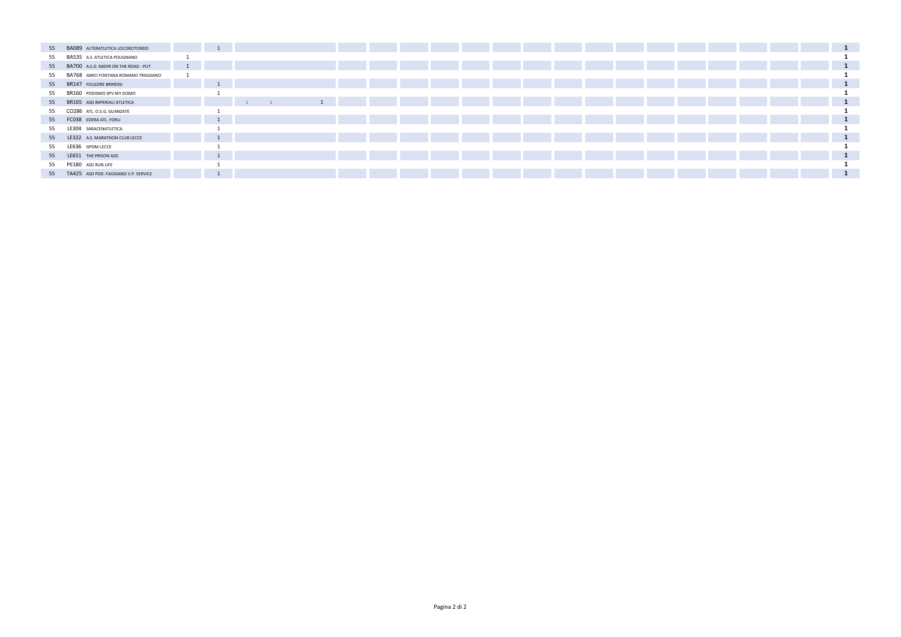| | | | | | | | | | | | | | | | | | | | | | | | |
|---|---|---|---|---|---|---|---|---|---|---|---|---|---|---|---|---|---|---|---|---|---|---|---|
| 55 | BA089 | ALTERATLETICA LOCOROTONDO | | 1 | | | | | | | | | | | | | | | | | | | **1** |
| 55 | BA535 | A.S. ATLETICA POLIGNANO | 1 | | | | | | | | | | | | | | | | | | | | **1** |
| 55 | BA700 | A.S.D. NADIR ON THE ROAD - PUT | 1 | | | | | | | | | | | | | | | | | | | | **1** |
| 55 | BA768 | AMICI FONTANA ROMANO TRIGGIANO | 1 | | | | | | | | | | | | | | | | | | | | **1** |
| 55 | BR147 | FOLGORE BRINDISI | | 1 | | | | | | | | | | | | | | | | | | | **1** |
| 55 | BR160 | PODISMO SPV MY DOMO | | 1 | | | | | | | | | | | | | | | | | | | **1** |
| 55 | BR165 | ASD IMPERIALI ATLETICA | | | *1* | *1* | 1 | | | | | | | | | | | | | | | | **1** |
| 55 | CO286 | ATL. O.S.G. GUANZATE | | 1 | | | | | | | | | | | | | | | | | | | **1** |
| 55 | FC038 | EDERA ATL. FORLI | | 1 | | | | | | | | | | | | | | | | | | | **1** |
| 55 | LE304 | SARACENATLETICA | | 1 | | | | | | | | | | | | | | | | | | | **1** |
| 55 | LE322 | A.S. MARATHON CLUB LECCE | | 1 | | | | | | | | | | | | | | | | | | | **1** |
| 55 | LE636 | GPDM LECCE | | 1 | | | | | | | | | | | | | | | | | | | **1** |
| 55 | LE651 | THE PRISON ASD | | 1 | | | | | | | | | | | | | | | | | | | **1** |
| 55 | PE180 | ASD RUN LIFE | | 1 | | | | | | | | | | | | | | | | | | | **1** |
| 55 | TA425 | ASD POD. FAGGIANO V.P. SERVICE | | 1 | | | | | | | | | | | | | | | | | | | **1** |